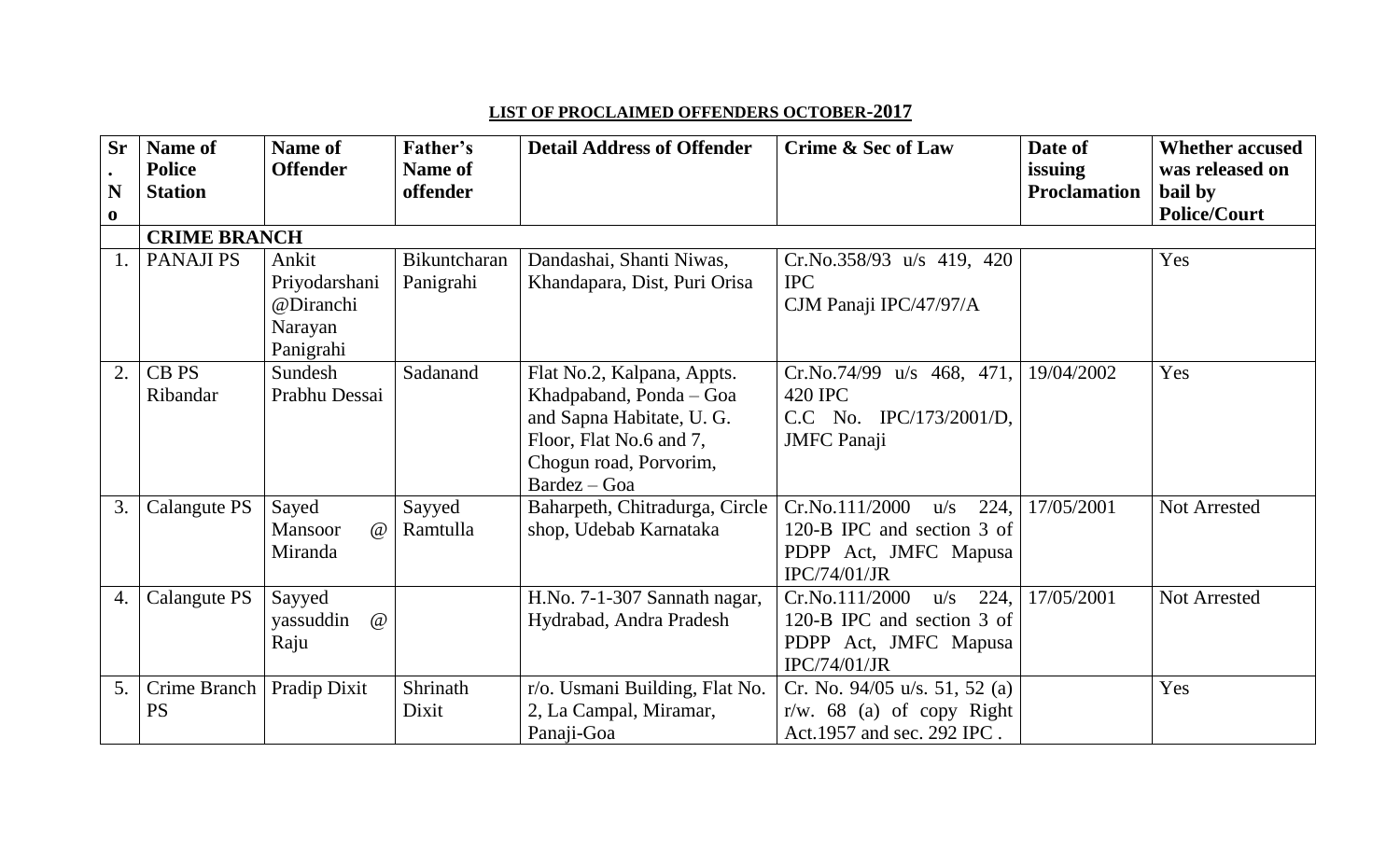**LIST OF PROCLAIMED OFFENDERS OCTOBER-2017**

| Sr. No | Name of Police Station | Name of Offender | Father's Name of offender | Detail Address of Offender | Crime & Sec of Law | Date of issuing Proclamation | Whether accused was released on bail by Police/Court |
|---|---|---|---|---|---|---|---|
| | **CRIME BRANCH** | | | | | | |
| 1. | PANAJI PS | Ankit Priyodarshani @Diranchi Narayan Panigrahi | Bikuntcharan Panigrahi | Dandashai, Shanti Niwas, Khandapara, Dist, Puri Orisa | Cr.No.358/93 u/s 419, 420 IPC CJM Panaji IPC/47/97/A | | Yes |
| 2. | CB PS Ribandar | Sundesh Prabhu Dessai | Sadanand | Flat No.2, Kalpana, Appts. Khadpaband, Ponda – Goa and Sapna Habitate, U. G. Floor, Flat No.6 and 7, Chogun road, Porvorim, Bardez – Goa | Cr.No.74/99 u/s 468, 471, 420 IPC C.C No. IPC/173/2001/D, JMFC Panaji | 19/04/2002 | Yes |
| 3. | Calangute PS | Sayed Mansoor @ Miranda | Sayyed Ramtulla | Baharpeth, Chitradurga, Circle shop, Udebab Karnataka | Cr.No.111/2000 u/s 224, 120-B IPC and section 3 of PDPP Act, JMFC Mapusa IPC/74/01/JR | 17/05/2001 | Not Arrested |
| 4. | Calangute PS | Sayyed yassuddin @ Raju | | H.No. 7-1-307 Sannath nagar, Hydrabad, Andra Pradesh | Cr.No.111/2000 u/s 224, 120-B IPC and section 3 of PDPP Act, JMFC Mapusa IPC/74/01/JR | 17/05/2001 | Not Arrested |
| 5. | Crime Branch PS | Pradip Dixit | Shrinath Dixit | r/o. Usmani Building, Flat No. 2, La Campal, Miramar, Panaji-Goa | Cr. No. 94/05 u/s. 51, 52 (a) r/w. 68 (a) of copy Right Act.1957 and sec. 292 IPC . | | Yes |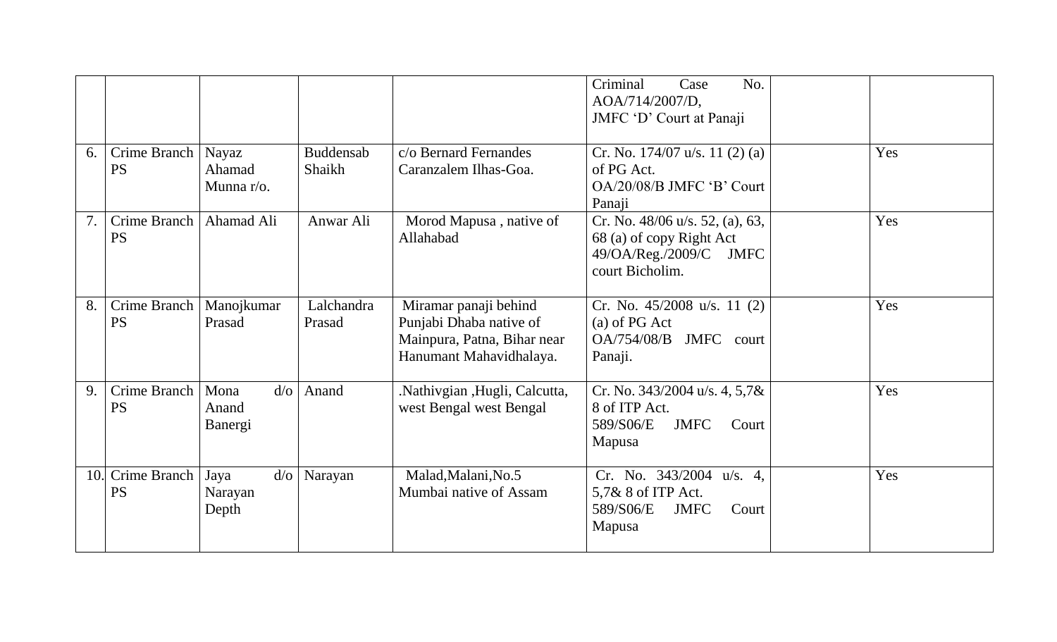| | | | | | | | |
|---|---|---|---|---|---|---|---|
| | | | | | Criminal Case No. AOA/714/2007/D, JMFC 'D' Court at Panaji | | |
| 6. | Crime Branch PS | Nayaz Ahamad Munna r/o. | Buddensab Shaikh | c/o Bernard Fernandes Caranzalem Ilhas-Goa. | Cr. No. 174/07 u/s. 11 (2) (a) of PG Act. OA/20/08/B JMFC 'B' Court Panaji | | Yes |
| 7. | Crime Branch PS | Ahamad Ali | Anwar Ali | Morod Mapusa , native of Allahabad | Cr. No. 48/06 u/s. 52, (a), 63, 68 (a) of copy Right Act 49/OA/Reg./2009/C JMFC court Bicholim. | | Yes |
| 8. | Crime Branch PS | Manojkumar Prasad | Lalchandra Prasad | Miramar panaji behind Punjabi Dhaba native of Mainpura, Patna, Bihar near Hanumant Mahavidhalaya. | Cr. No. 45/2008 u/s. 11 (2) (a) of PG Act OA/754/08/B JMFC court Panaji. | | Yes |
| 9. | Crime Branch PS | Mona d/o Anand Banergi | Anand | .Nathivgian ,Hugli, Calcutta, west Bengal west Bengal | Cr. No. 343/2004 u/s. 4, 5,7& 8 of ITP Act. 589/S06/E JMFC Court Mapusa | | Yes |
| 10. | Crime Branch PS | Jaya d/o Narayan Depth | Narayan | Malad,Malani,No.5 Mumbai native of Assam | Cr. No. 343/2004 u/s. 4, 5,7& 8 of ITP Act. 589/S06/E JMFC Court Mapusa | | Yes |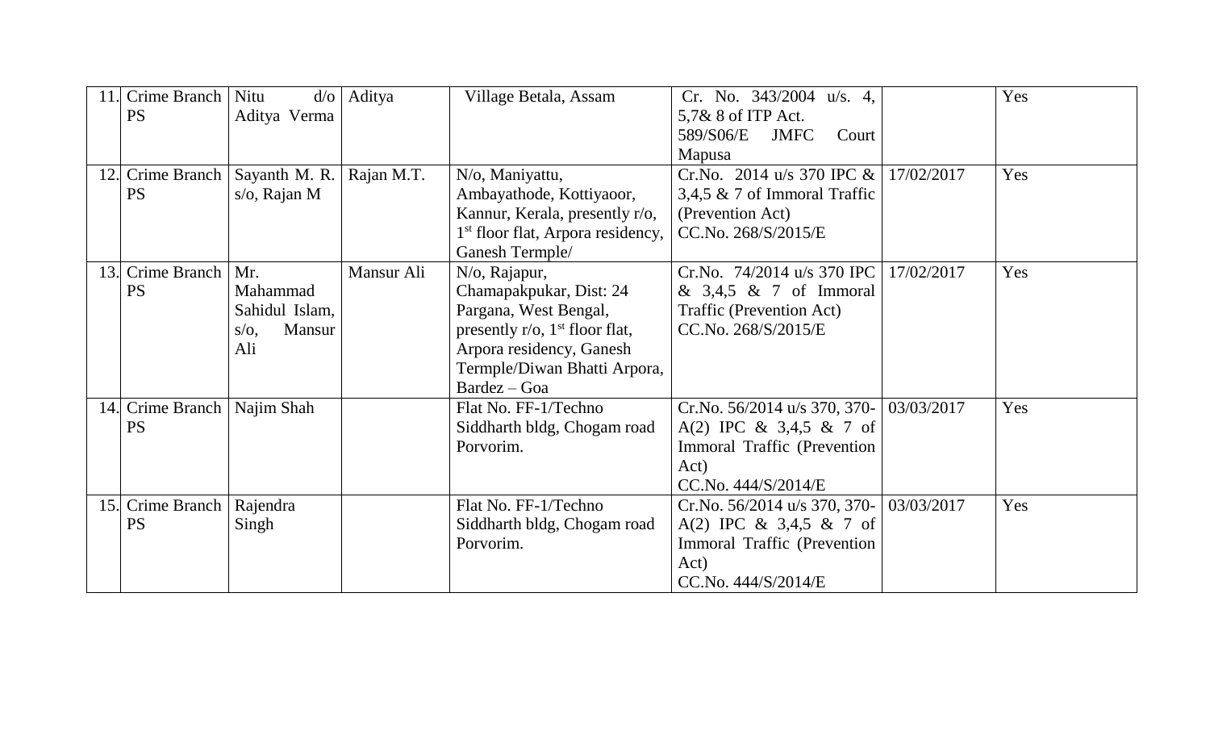| | | | | | | | |
|---|---|---|---|---|---|---|---|
| 11. | Crime Branch PS | Nitu d/o Aditya Verma | Aditya | Village Betala, Assam | Cr. No. 343/2004 u/s. 4, 5,7& 8 of ITP Act. 589/S06/E JMFC Court Mapusa | | Yes |
| 12. | Crime Branch PS | Sayanth M. R. s/o, Rajan M | Rajan M.T. | N/o, Maniyattu, Ambayathode, Kottiyaoor, Kannur, Kerala, presently r/o, 1st floor flat, Arpora residency, Ganesh Termple/ | Cr.No. 2014 u/s 370 IPC & 3,4,5 & 7 of Immoral Traffic (Prevention Act) CC.No. 268/S/2015/E | 17/02/2017 | Yes |
| 13. | Crime Branch PS | Mr. Mahammad Sahidul Islam, s/o, Mansur Ali | Mansur Ali | N/o, Rajapur, Chamapakpukar, Dist: 24 Pargana, West Bengal, presently r/o, 1st floor flat, Arpora residency, Ganesh Termple/Diwan Bhatti Arpora, Bardez – Goa | Cr.No. 74/2014 u/s 370 IPC & 3,4,5 & 7 of Immoral Traffic (Prevention Act) CC.No. 268/S/2015/E | 17/02/2017 | Yes |
| 14. | Crime Branch PS | Najim Shah | | Flat No. FF-1/Techno Siddharth bldg, Chogam road Porvorim. | Cr.No. 56/2014 u/s 370, 370-A(2) IPC & 3,4,5 & 7 of Immoral Traffic (Prevention Act) CC.No. 444/S/2014/E | 03/03/2017 | Yes |
| 15. | Crime Branch PS | Rajendra Singh | | Flat No. FF-1/Techno Siddharth bldg, Chogam road Porvorim. | Cr.No. 56/2014 u/s 370, 370-A(2) IPC & 3,4,5 & 7 of Immoral Traffic (Prevention Act) CC.No. 444/S/2014/E | 03/03/2017 | Yes |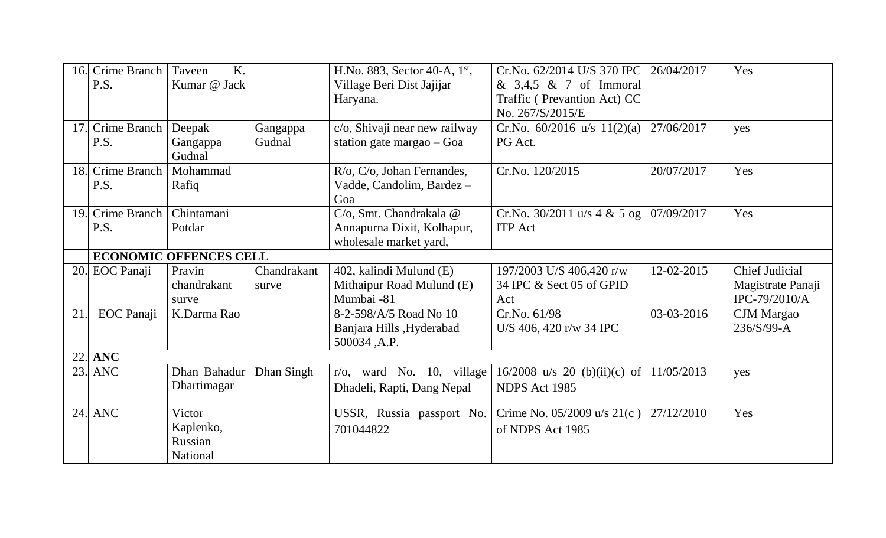| | | | | | | | |
|---|---|---|---|---|---|---|---|
| 16. | Crime Branch P.S. | Taveen K. Kumar @ Jack | | H.No. 883, Sector 40-A, 1st, Village Beri Dist Jajijar Haryana. | Cr.No. 62/2014 U/S 370 IPC & 3,4,5 & 7 of Immoral Traffic ( Prevantion Act) CC No. 267/S/2015/E | 26/04/2017 | Yes |
| 17. | Crime Branch P.S. | Deepak Gangappa Gudnal | Gangappa Gudnal | c/o, Shivaji near new railway station gate margao – Goa | Cr.No. 60/2016 u/s 11(2)(a) PG Act. | 27/06/2017 | yes |
| 18. | Crime Branch P.S. | Mohammad Rafiq | | R/o, C/o, Johan Fernandes, Vadde, Candolim, Bardez – Goa | Cr.No. 120/2015 | 20/07/2017 | Yes |
| 19. | Crime Branch P.S. | Chintamani Potdar | | C/o, Smt. Chandrakala @ Annapurna Dixit, Kolhapur, wholesale market yard, | Cr.No. 30/2011 u/s 4 & 5 og ITP Act | 07/09/2017 | Yes |
| | **ECONOMIC OFFENCES CELL** | | | | | | |
| 20. | EOC Panaji | Pravin chandrakant surve | Chandrakant surve | 402, kalindi Mulund (E) Mithaipur Road Mulund (E) Mumbai -81 | 197/2003 U/S 406,420 r/w 34 IPC & Sect 05 of GPID Act | 12-02-2015 | Chief Judicial Magistrate Panaji IPC-79/2010/A |
| 21. | EOC Panaji | K.Darma Rao | | 8-2-598/A/5 Road No 10 Banjara Hills ,Hyderabad 500034 ,A.P. | Cr.No. 61/98 U/S 406, 420 r/w 34 IPC | 03-03-2016 | CJM Margao 236/S/99-A |
| 22. | **ANC** | | | | | | |
| 23. | ANC | Dhan Bahadur Dhartimagar | Dhan Singh | r/o, ward No. 10, village Dhadeli, Rapti, Dang Nepal | 16/2008 u/s 20 (b)(ii)(c) of NDPS Act 1985 | 11/05/2013 | yes |
| 24. | ANC | Victor Kaplenko, Russian National | | USSR, Russia passport No. 701044822 | Crime No. 05/2009 u/s 21(c ) of NDPS Act 1985 | 27/12/2010 | Yes |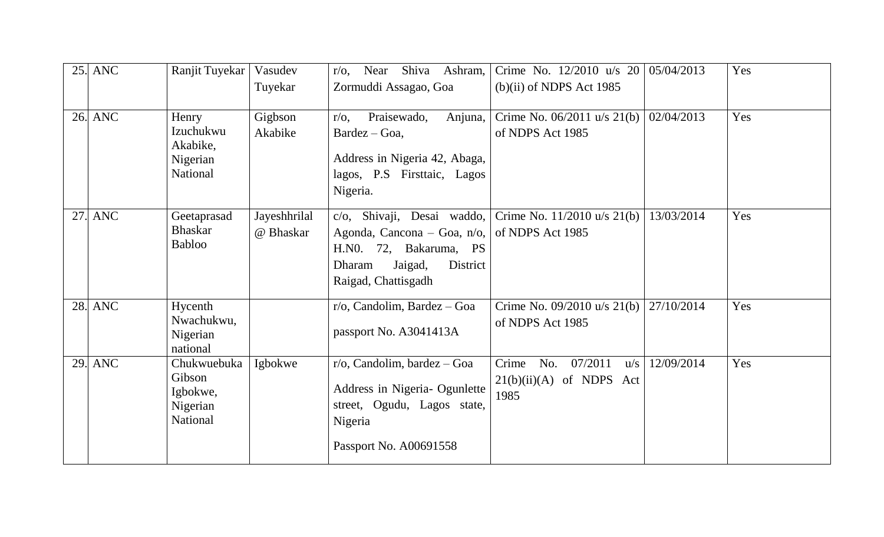| | | | | | | | |
|---|---|---|---|---|---|---|---|
| 25. | ANC | Ranjit Tuyekar | Vasudev Tuyekar | r/o, Near Shiva Ashram, Zormuddi Assagao, Goa | Crime No. 12/2010 u/s 20 (b)(ii) of NDPS Act 1985 | 05/04/2013 | Yes |
| 26. | ANC | Henry Izuchukwu Akabike, Nigerian National | Gigbson Akabike | r/o, Praisewado, Anjuna, Bardez – Goa,<br>Address in Nigeria 42, Abaga, lagos, P.S Firsttaic, Lagos Nigeria. | Crime No. 06/2011 u/s 21(b) of NDPS Act 1985 | 02/04/2013 | Yes |
| 27. | ANC | Geetaprasad Bhaskar Babloo | Jayeshhrilal @ Bhaskar | c/o, Shivaji, Desai waddo, Agonda, Cancona – Goa, n/o, H.N0. 72, Bakaruma, PS Dharam Jaigad, District Raigad, Chattisgadh | Crime No. 11/2010 u/s 21(b) of NDPS Act 1985 | 13/03/2014 | Yes |
| 28. | ANC | Hycenth Nwachukwu, Nigerian national | | r/o, Candolim, Bardez – Goa<br>passport No. A3041413A | Crime No. 09/2010 u/s 21(b) of NDPS Act 1985 | 27/10/2014 | Yes |
| 29. | ANC | Chukwuebuka Gibson Igbokwe, Nigerian National | Igbokwe | r/o, Candolim, bardez – Goa<br>Address in Nigeria- Ogunlette street, Ogudu, Lagos state, Nigeria<br>Passport No. A00691558 | Crime No. 07/2011 u/s 21(b)(ii)(A) of NDPS Act 1985 | 12/09/2014 | Yes |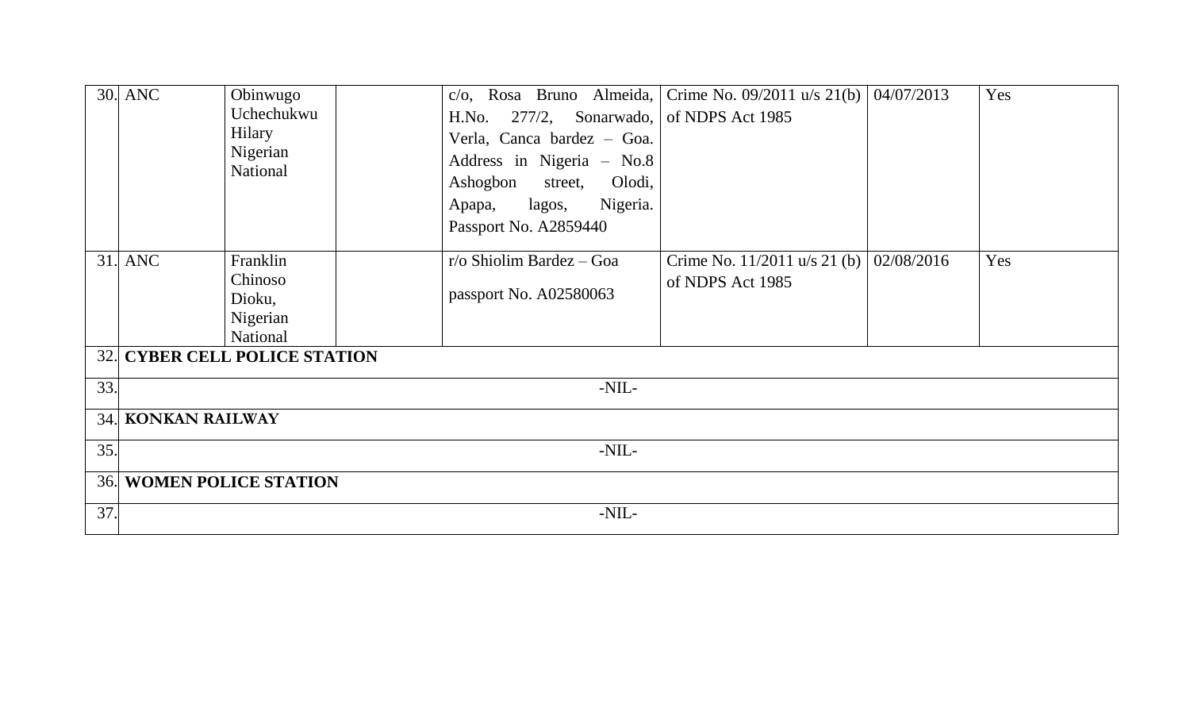| | | | | | | | |
|---|---|---|---|---|---|---|---|
| 30. | ANC | Obinwugo Uchechukwu Hilary Nigerian National | | c/o, Rosa Bruno Almeida, H.No. 277/2, Sonarwado, Verla, Canca bardez – Goa. Address in Nigeria – No.8 Ashogbon street, Olodi, Apapa, lagos, Nigeria. Passport No. A2859440 | Crime No. 09/2011 u/s 21(b) of NDPS Act 1985 | 04/07/2013 | Yes |
| 31. | ANC | Franklin Chinoso Dioku, Nigerian National | | r/o Shiolim Bardez – Goa passport No. A02580063 | Crime No. 11/2011 u/s 21 (b) of NDPS Act 1985 | 02/08/2016 | Yes |
| 32. | **CYBER CELL POLICE STATION** | | | | | | |
| 33. | -NIL- | | | | | | |
| 34. | **KONKAN RAILWAY** | | | | | | |
| 35. | -NIL- | | | | | | |
| 36. | **WOMEN POLICE STATION** | | | | | | |
| 37. | -NIL- | | | | | | |